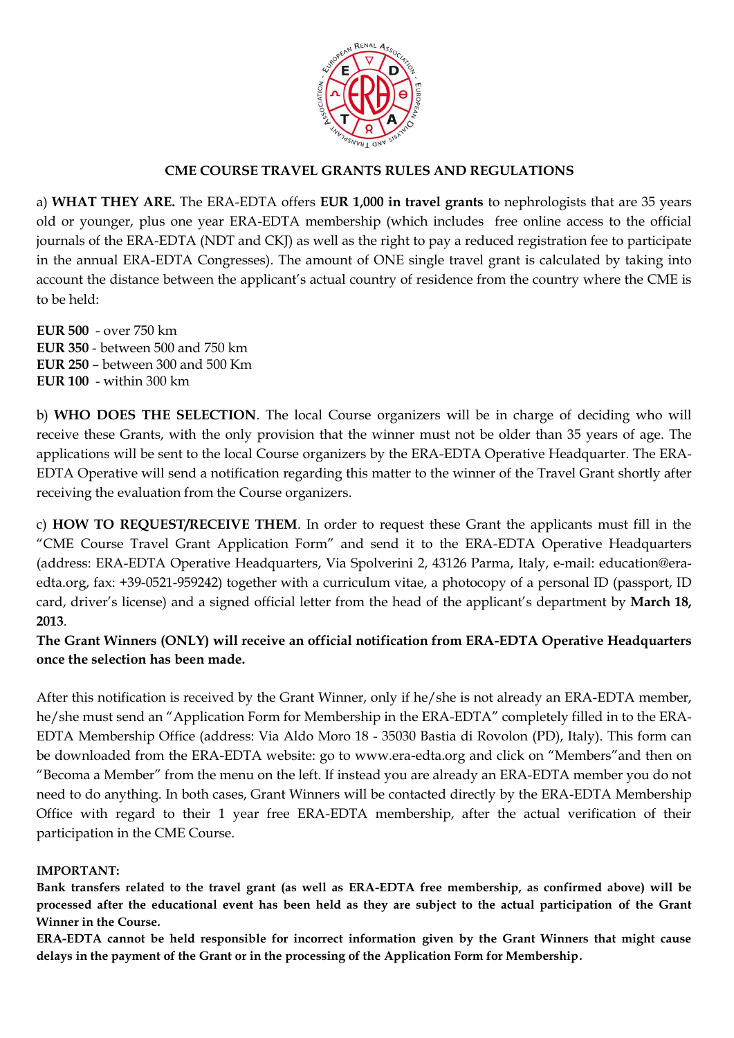## CME COURSE TRAVEL GRANTS RULES AND REGULATIONS

a) **WHAT THEY ARE.** The ERA-EDTA offers **EUR 1,000 in travel grants** to nephrologists that are 35 years old or younger, plus one year ERA-EDTA membership (which includes free online access to the official journals of the ERA-EDTA (NDT and CKJ) as well as the right to pay a reduced registration fee to participate in the annual ERA-EDTA Congresses). The amount of ONE single travel grant is calculated by taking into account the distance between the applicant's actual country of residence from the country where the CME is to be held:

**EUR 500** - over 750 km
**EUR 350** - between 500 and 750 km
**EUR 250** – between 300 and 500 Km
**EUR 100** - within 300 km

b) **WHO DOES THE SELECTION**. The local Course organizers will be in charge of deciding who will receive these Grants, with the only provision that the winner must not be older than 35 years of age. The applications will be sent to the local Course organizers by the ERA-EDTA Operative Headquarter. The ERA-EDTA Operative will send a notification regarding this matter to the winner of the Travel Grant shortly after receiving the evaluation from the Course organizers.

c) **HOW TO REQUEST/RECEIVE THEM**. In order to request these Grant the applicants must fill in the "CME Course Travel Grant Application Form" and send it to the ERA-EDTA Operative Headquarters (address: ERA-EDTA Operative Headquarters, Via Spolverini 2, 43126 Parma, Italy, e-mail: education@era-edta.org, fax: +39-0521-959242) together with a curriculum vitae, a photocopy of a personal ID (passport, ID card, driver's license) and a signed official letter from the head of the applicant's department by **March 18, 2013**.

**The Grant Winners (ONLY) will receive an official notification from ERA-EDTA Operative Headquarters once the selection has been made.**

After this notification is received by the Grant Winner, only if he/she is not already an ERA-EDTA member, he/she must send an "Application Form for Membership in the ERA-EDTA" completely filled in to the ERA-EDTA Membership Office (address: Via Aldo Moro 18 - 35030 Bastia di Rovolon (PD), Italy). This form can be downloaded from the ERA-EDTA website: go to www.era-edta.org and click on "Members"and then on "Becoma a Member" from the menu on the left. If instead you are already an ERA-EDTA member you do not need to do anything. In both cases, Grant Winners will be contacted directly by the ERA-EDTA Membership Office with regard to their 1 year free ERA-EDTA membership, after the actual verification of their participation in the CME Course.

**IMPORTANT:**

**Bank transfers related to the travel grant (as well as ERA-EDTA free membership, as confirmed above) will be processed after the educational event has been held as they are subject to the actual participation of the Grant Winner in the Course.**

**ERA-EDTA cannot be held responsible for incorrect information given by the Grant Winners that might cause delays in the payment of the Grant or in the processing of the Application Form for Membership.**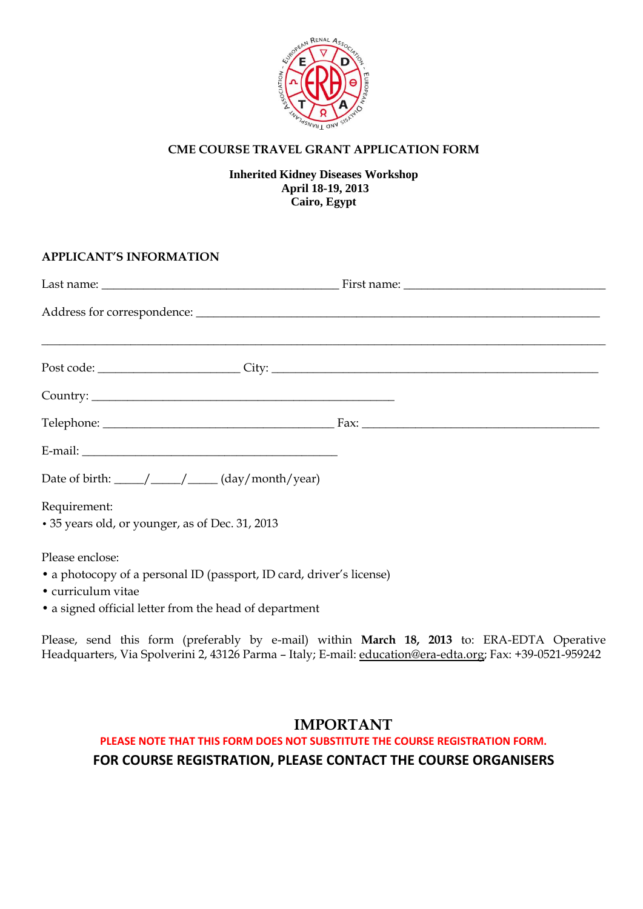# CME COURSE TRAVEL GRANT APPLICATION FORM

**Inherited Kidney Diseases Workshop**
**April 18-19, 2013**
**Cairo, Egypt**

## APPLICANT'S INFORMATION

Last name: ________________________________________ First name: __________________________________

Address for correspondence: ____________________________________________________________________

______________________________________________________________________________________________

Post code: ________________________ City: _______________________________________________________

Country: ___________________________________________________

Telephone: _______________________________________ Fax: ________________________________________

E-mail: ___________________________________________

Date of birth: _____/_____/_____ (day/month/year)

Requirement:

- 35 years old, or younger, as of Dec. 31, 2013

Please enclose:

- a photocopy of a personal ID (passport, ID card, driver's license)
- curriculum vitae
- a signed official letter from the head of department

Please, send this form (preferably by e-mail) within **March 18, 2013** to: ERA-EDTA Operative Headquarters, Via Spolverini 2, 43126 Parma – Italy; E-mail: education@era-edta.org; Fax: +39-0521-959242

## IMPORTANT

**PLEASE NOTE THAT THIS FORM DOES NOT SUBSTITUTE THE COURSE REGISTRATION FORM.**

**FOR COURSE REGISTRATION, PLEASE CONTACT THE COURSE ORGANISERS**